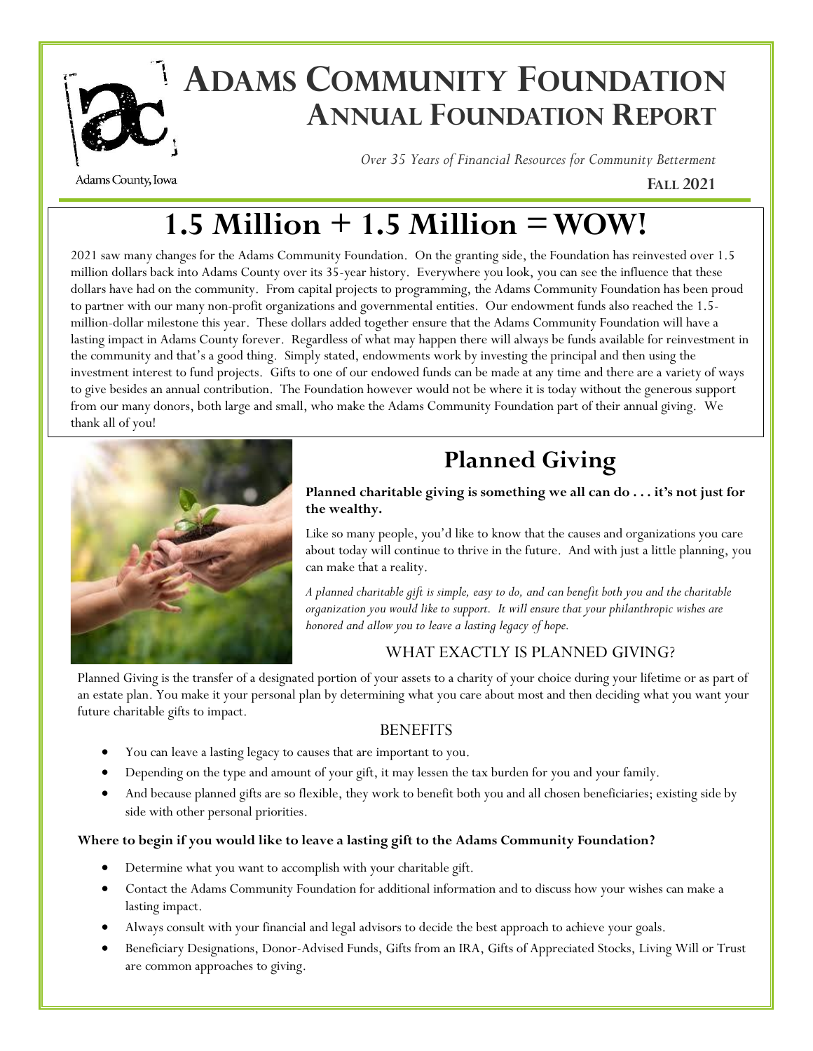# Adams Community Foundation
## Annual Foundation Report

Adams County, Iowa

*Over 35 Years of Financial Resources for Community Betterment*

**Fall 2021**

# 1.5 Million + 1.5 Million = WOW!

2021 saw many changes for the Adams Community Foundation. On the granting side, the Foundation has reinvested over 1.5 million dollars back into Adams County over its 35-year history. Everywhere you look, you can see the influence that these dollars have had on the community. From capital projects to programming, the Adams Community Foundation has been proud to partner with our many non-profit organizations and governmental entities. Our endowment funds also reached the 1.5-million-dollar milestone this year. These dollars added together ensure that the Adams Community Foundation will have a lasting impact in Adams County forever. Regardless of what may happen there will always be funds available for reinvestment in the community and that's a good thing. Simply stated, endowments work by investing the principal and then using the investment interest to fund projects. Gifts to one of our endowed funds can be made at any time and there are a variety of ways to give besides an annual contribution. The Foundation however would not be where it is today without the generous support from our many donors, both large and small, who make the Adams Community Foundation part of their annual giving. We thank all of you!

# Planned Giving

**Planned charitable giving is something we all can do . . . it's not just for the wealthy.**

Like so many people, you'd like to know that the causes and organizations you care about today will continue to thrive in the future. And with just a little planning, you can make that a reality.

*A planned charitable gift is simple, easy to do, and can benefit both you and the charitable organization you would like to support. It will ensure that your philanthropic wishes are honored and allow you to leave a lasting legacy of hope.*

### WHAT EXACTLY IS PLANNED GIVING?

Planned Giving is the transfer of a designated portion of your assets to a charity of your choice during your lifetime or as part of an estate plan. You make it your personal plan by determining what you care about most and then deciding what you want your future charitable gifts to impact.

### BENEFITS

- You can leave a lasting legacy to causes that are important to you.
- Depending on the type and amount of your gift, it may lessen the tax burden for you and your family.
- And because planned gifts are so flexible, they work to benefit both you and all chosen beneficiaries; existing side by side with other personal priorities.

**Where to begin if you would like to leave a lasting gift to the Adams Community Foundation?**

- Determine what you want to accomplish with your charitable gift.
- Contact the Adams Community Foundation for additional information and to discuss how your wishes can make a lasting impact.
- Always consult with your financial and legal advisors to decide the best approach to achieve your goals.
- Beneficiary Designations, Donor-Advised Funds, Gifts from an IRA, Gifts of Appreciated Stocks, Living Will or Trust are common approaches to giving.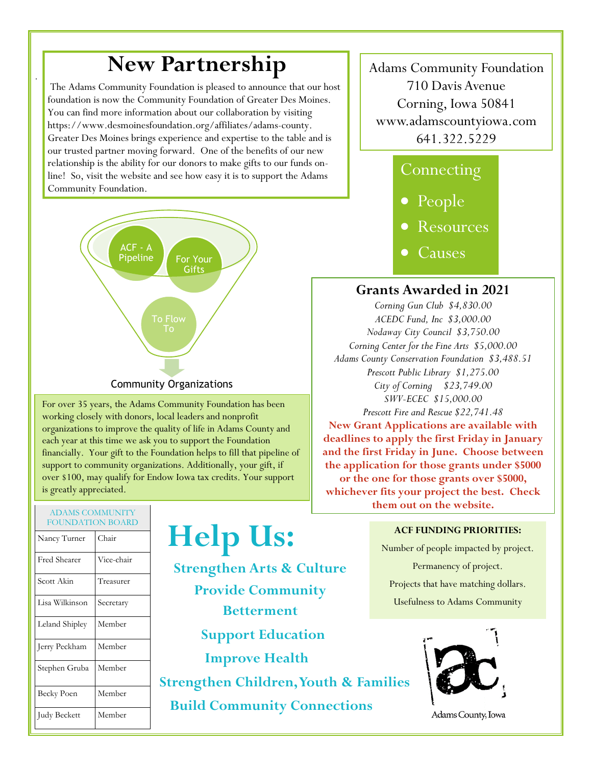# New Partnership

The Adams Community Foundation is pleased to announce that our host foundation is now the Community Foundation of Greater Des Moines. You can find more information about our collaboration by visiting https://www.desmoinesfoundation.org/affiliates/adams-county. Greater Des Moines brings experience and expertise to the table and is our trusted partner moving forward. One of the benefits of our new relationship is the ability for our donors to make gifts to our funds on-line! So, visit the website and see how easy it is to support the Adams Community Foundation.

Adams Community Foundation
710 Davis Avenue
Corning, Iowa 50841
www.adamscountyiowa.com
641.322.5229

## Connecting

- People
- Resources
- Causes

ACF - A Pipeline
For Your Gifts
To Flow To
Community Organizations

For over 35 years, the Adams Community Foundation has been working closely with donors, local leaders and nonprofit organizations to improve the quality of life in Adams County and each year at this time we ask you to support the Foundation financially. Your gift to the Foundation helps to fill that pipeline of support to community organizations. Additionally, your gift, if over $100, may qualify for Endow Iowa tax credits. Your support is greatly appreciated.

## Grants Awarded in 2021

*Corning Gun Club $4,830.00*
*ACEDC Fund, Inc $3,000.00*
*Nodaway City Council $3,750.00*
*Corning Center for the Fine Arts $5,000.00*
*Adams County Conservation Foundation $3,488.51*
*Prescott Public Library $1,275.00*
*City of Corning $23,749.00*
*SWV-ECEC $15,000.00*
*Prescott Fire and Rescue $22,741.48*

**New Grant Applications are available with deadlines to apply the first Friday in January and the first Friday in June. Choose between the application for those grants under $5000 or the one for those grants over $5000, whichever fits your project the best. Check them out on the website.**

| ADAMS COMMUNITY FOUNDATION BOARD | |
|---|---|
| Nancy Turner | Chair |
| Fred Shearer | Vice-chair |
| Scott Akin | Treasurer |
| Lisa Wilkinson | Secretary |
| Leland Shipley | Member |
| Jerry Peckham | Member |
| Stephen Gruba | Member |
| Becky Poen | Member |
| Judy Beckett | Member |

# Help Us:

**Strengthen Arts & Culture**

**Provide Community Betterment**

**Support Education**

**Improve Health**

**Strengthen Children, Youth & Families**

**Build Community Connections**

**ACF FUNDING PRIORITIES:**

Number of people impacted by project.

Permanency of project.

Projects that have matching dollars.

Usefulness to Adams Community

Adams County, Iowa